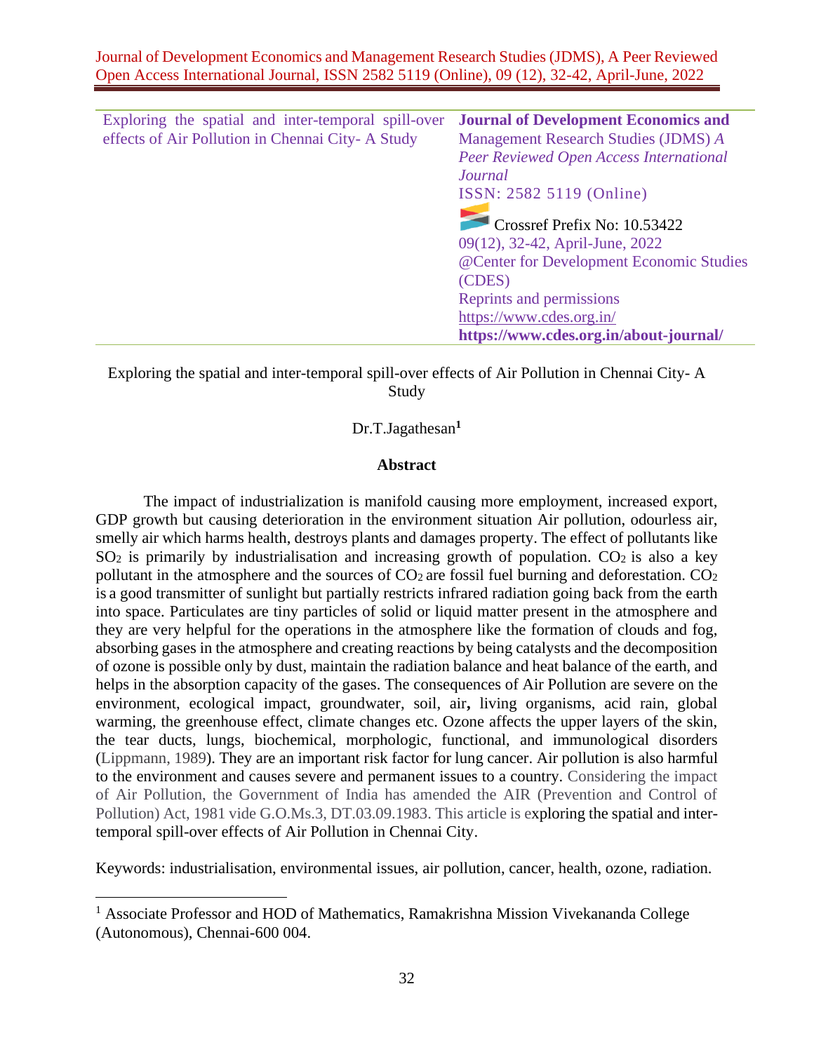| Exploring the spatial and inter-temporal spill-over effects of Air Pollution in Chennai City- A Study | **Journal of Development Economics and** Management Research Studies (JDMS) *A Peer Reviewed Open Access International Journal* ISSN: 2582 5119 (Online) Crossref Prefix No: 10.53422 09(12), 32-42, April-June, 2022 @Center for Development Economic Studies (CDES) Reprints and permissions https://www.cdes.org.in/ **https://www.cdes.org.in/about-journal/** |
| --- | --- |

# Exploring the spatial and inter-temporal spill-over effects of Air Pollution in Chennai City- A Study

Dr.T.Jagathesan[1]

## Abstract

The impact of industrialization is manifold causing more employment, increased export, GDP growth but causing deterioration in the environment situation Air pollution, odourless air, smelly air which harms health, destroys plants and damages property. The effect of pollutants like $SO_2$ is primarily by industrialisation and increasing growth of population. $CO_2$ is also a key pollutant in the atmosphere and the sources of $CO_2$ are fossil fuel burning and deforestation. $CO_2$ is a good transmitter of sunlight but partially restricts infrared radiation going back from the earth into space. Particulates are tiny particles of solid or liquid matter present in the atmosphere and they are very helpful for the operations in the atmosphere like the formation of clouds and fog, absorbing gases in the atmosphere and creating reactions by being catalysts and the decomposition of ozone is possible only by dust, maintain the radiation balance and heat balance of the earth, and helps in the absorption capacity of the gases. The consequences of Air Pollution are severe on the environment, ecological impact, groundwater, soil, air**,** living organisms, acid rain, global warming, the greenhouse effect, climate changes etc. Ozone affects the upper layers of the skin, the tear ducts, lungs, biochemical, morphologic, functional, and immunological disorders (Lippmann, 1989). They are an important risk factor for lung cancer. Air pollution is also harmful to the environment and causes severe and permanent issues to a country. Considering the impact of Air Pollution, the Government of India has amended the AIR (Prevention and Control of Pollution) Act, 1981 vide G.O.Ms.3, DT.03.09.1983. This article is exploring the spatial and inter-temporal spill-over effects of Air Pollution in Chennai City.

Keywords: industrialisation, environmental issues, air pollution, cancer, health, ozone, radiation.

---

[1] Associate Professor and HOD of Mathematics, Ramakrishna Mission Vivekananda College (Autonomous), Chennai-600 004.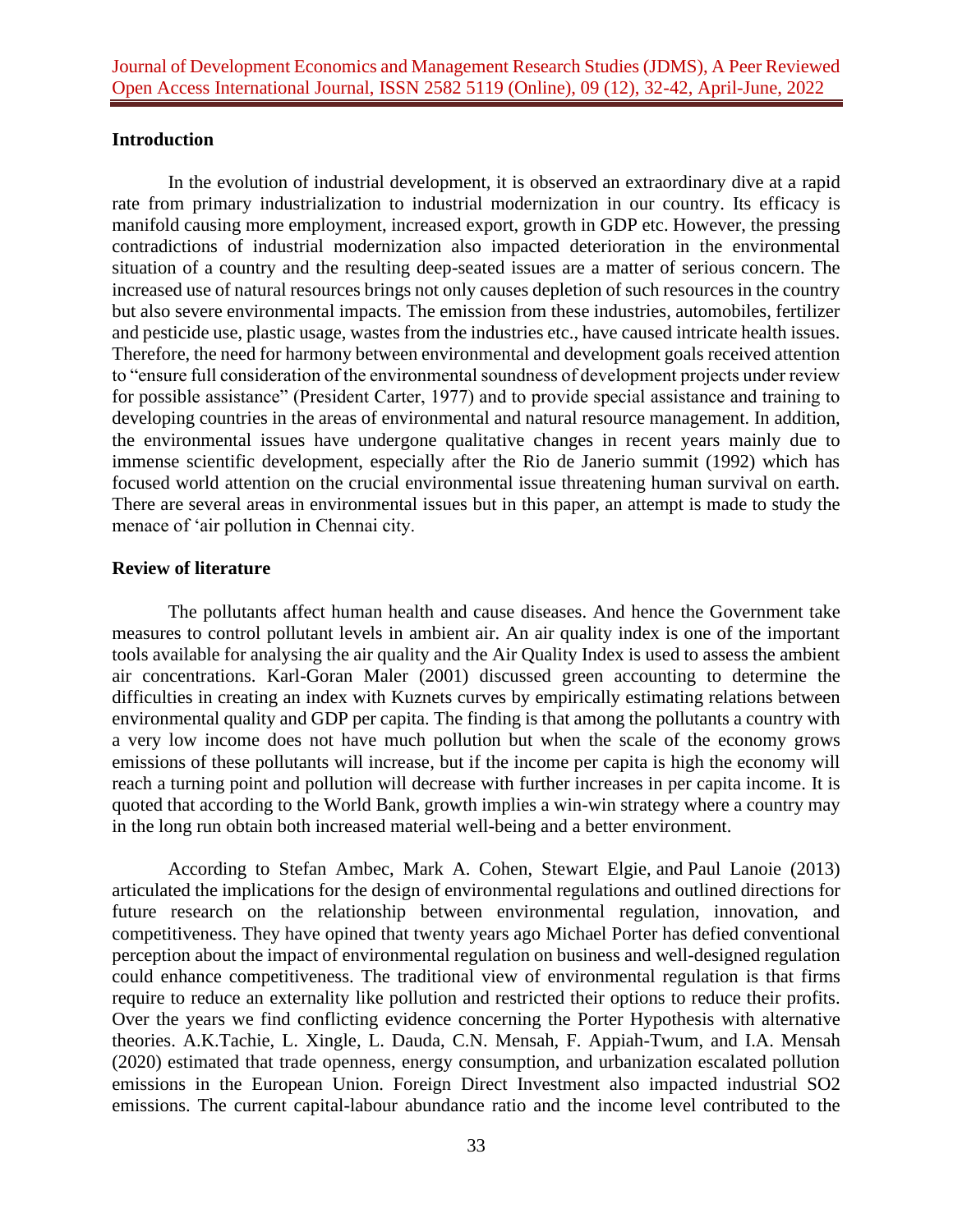## Introduction

In the evolution of industrial development, it is observed an extraordinary dive at a rapid rate from primary industrialization to industrial modernization in our country. Its efficacy is manifold causing more employment, increased export, growth in GDP etc. However, the pressing contradictions of industrial modernization also impacted deterioration in the environmental situation of a country and the resulting deep-seated issues are a matter of serious concern. The increased use of natural resources brings not only causes depletion of such resources in the country but also severe environmental impacts. The emission from these industries, automobiles, fertilizer and pesticide use, plastic usage, wastes from the industries etc., have caused intricate health issues. Therefore, the need for harmony between environmental and development goals received attention to "ensure full consideration of the environmental soundness of development projects under review for possible assistance" (President Carter, 1977) and to provide special assistance and training to developing countries in the areas of environmental and natural resource management. In addition, the environmental issues have undergone qualitative changes in recent years mainly due to immense scientific development, especially after the Rio de Janerio summit (1992) which has focused world attention on the crucial environmental issue threatening human survival on earth. There are several areas in environmental issues but in this paper, an attempt is made to study the menace of 'air pollution in Chennai city.

## Review of literature

The pollutants affect human health and cause diseases. And hence the Government take measures to control pollutant levels in ambient air. An air quality index is one of the important tools available for analysing the air quality and the Air Quality Index is used to assess the ambient air concentrations. Karl-Goran Maler (2001) discussed green accounting to determine the difficulties in creating an index with Kuznets curves by empirically estimating relations between environmental quality and GDP per capita. The finding is that among the pollutants a country with a very low income does not have much pollution but when the scale of the economy grows emissions of these pollutants will increase, but if the income per capita is high the economy will reach a turning point and pollution will decrease with further increases in per capita income. It is quoted that according to the World Bank, growth implies a win-win strategy where a country may in the long run obtain both increased material well-being and a better environment.

According to Stefan Ambec, Mark A. Cohen, Stewart Elgie, and Paul Lanoie (2013) articulated the implications for the design of environmental regulations and outlined directions for future research on the relationship between environmental regulation, innovation, and competitiveness. They have opined that twenty years ago Michael Porter has defied conventional perception about the impact of environmental regulation on business and well-designed regulation could enhance competitiveness. The traditional view of environmental regulation is that firms require to reduce an externality like pollution and restricted their options to reduce their profits. Over the years we find conflicting evidence concerning the Porter Hypothesis with alternative theories. A.K.Tachie, L. Xingle, L. Dauda, C.N. Mensah, F. Appiah-Twum, and I.A. Mensah (2020) estimated that trade openness, energy consumption, and urbanization escalated pollution emissions in the European Union. Foreign Direct Investment also impacted industrial $SO_2$ emissions. The current capital-labour abundance ratio and the income level contributed to the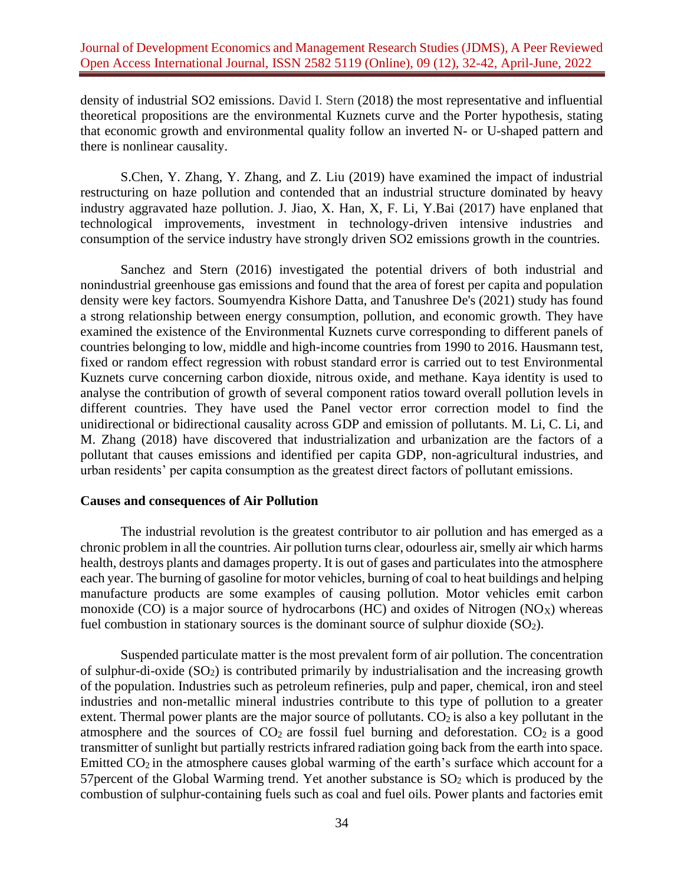density of industrial SO2 emissions. David I. Stern (2018) the most representative and influential theoretical propositions are the environmental Kuznets curve and the Porter hypothesis, stating that economic growth and environmental quality follow an inverted N- or U-shaped pattern and there is nonlinear causality.

S.Chen, Y. Zhang, Y. Zhang, and Z. Liu (2019) have examined the impact of industrial restructuring on haze pollution and contended that an industrial structure dominated by heavy industry aggravated haze pollution. J. Jiao, X. Han, X, F. Li, Y.Bai (2017) have enplaned that technological improvements, investment in technology-driven intensive industries and consumption of the service industry have strongly driven SO2 emissions growth in the countries.

Sanchez and Stern (2016) investigated the potential drivers of both industrial and nonindustrial greenhouse gas emissions and found that the area of forest per capita and population density were key factors. Soumyendra Kishore Datta, and Tanushree De's (2021) study has found a strong relationship between energy consumption, pollution, and economic growth. They have examined the existence of the Environmental Kuznets curve corresponding to different panels of countries belonging to low, middle and high-income countries from 1990 to 2016. Hausmann test, fixed or random effect regression with robust standard error is carried out to test Environmental Kuznets curve concerning carbon dioxide, nitrous oxide, and methane. Kaya identity is used to analyse the contribution of growth of several component ratios toward overall pollution levels in different countries. They have used the Panel vector error correction model to find the unidirectional or bidirectional causality across GDP and emission of pollutants. M. Li, C. Li, and M. Zhang (2018) have discovered that industrialization and urbanization are the factors of a pollutant that causes emissions and identified per capita GDP, non-agricultural industries, and urban residents' per capita consumption as the greatest direct factors of pollutant emissions.

**Causes and consequences of Air Pollution**

The industrial revolution is the greatest contributor to air pollution and has emerged as a chronic problem in all the countries. Air pollution turns clear, odourless air, smelly air which harms health, destroys plants and damages property. It is out of gases and particulates into the atmosphere each year. The burning of gasoline for motor vehicles, burning of coal to heat buildings and helping manufacture products are some examples of causing pollution. Motor vehicles emit carbon monoxide (CO) is a major source of hydrocarbons (HC) and oxides of Nitrogen ($NO_X$) whereas fuel combustion in stationary sources is the dominant source of sulphur dioxide ($SO_2$).

Suspended particulate matter is the most prevalent form of air pollution. The concentration of sulphur-di-oxide ($SO_2$) is contributed primarily by industrialisation and the increasing growth of the population. Industries such as petroleum refineries, pulp and paper, chemical, iron and steel industries and non-metallic mineral industries contribute to this type of pollution to a greater extent. Thermal power plants are the major source of pollutants. $CO_2$ is also a key pollutant in the atmosphere and the sources of $CO_2$ are fossil fuel burning and deforestation. $CO_2$ is a good transmitter of sunlight but partially restricts infrared radiation going back from the earth into space. Emitted $CO_2$ in the atmosphere causes global warming of the earth's surface which account for a 57percent of the Global Warming trend. Yet another substance is $SO_2$ which is produced by the combustion of sulphur-containing fuels such as coal and fuel oils. Power plants and factories emit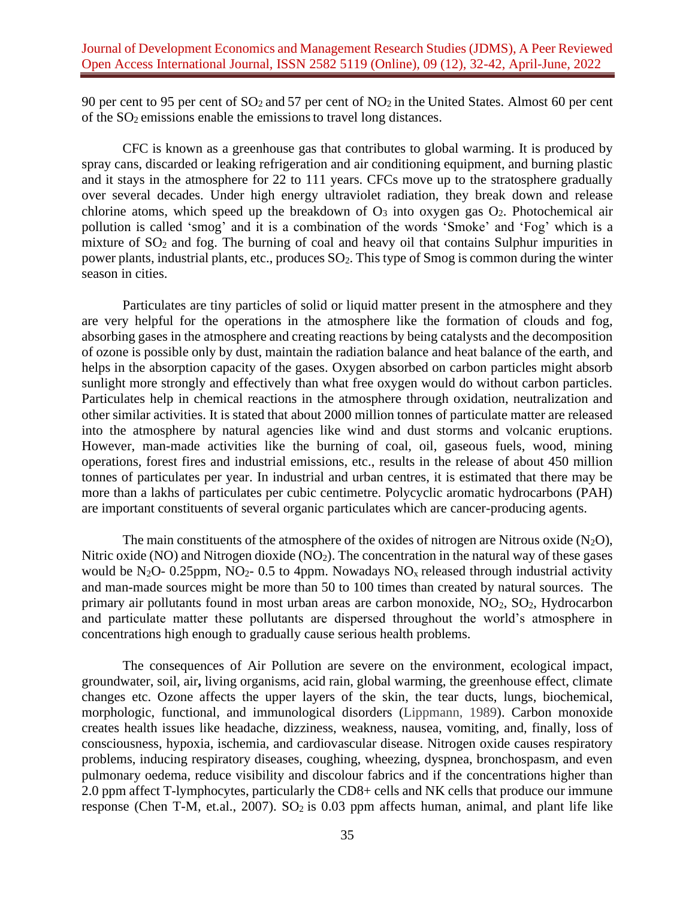90 per cent to 95 per cent of $SO_2$ and 57 per cent of $NO_2$ in the United States. Almost 60 per cent of the $SO_2$ emissions enable the emissions to travel long distances.

CFC is known as a greenhouse gas that contributes to global warming. It is produced by spray cans, discarded or leaking refrigeration and air conditioning equipment, and burning plastic and it stays in the atmosphere for 22 to 111 years. CFCs move up to the stratosphere gradually over several decades. Under high energy ultraviolet radiation, they break down and release chlorine atoms, which speed up the breakdown of $O_3$ into oxygen gas $O_2$. Photochemical air pollution is called 'smog' and it is a combination of the words 'Smoke' and 'Fog' which is a mixture of $SO_2$ and fog. The burning of coal and heavy oil that contains Sulphur impurities in power plants, industrial plants, etc., produces $SO_2$. This type of Smog is common during the winter season in cities.

Particulates are tiny particles of solid or liquid matter present in the atmosphere and they are very helpful for the operations in the atmosphere like the formation of clouds and fog, absorbing gases in the atmosphere and creating reactions by being catalysts and the decomposition of ozone is possible only by dust, maintain the radiation balance and heat balance of the earth, and helps in the absorption capacity of the gases. Oxygen absorbed on carbon particles might absorb sunlight more strongly and effectively than what free oxygen would do without carbon particles. Particulates help in chemical reactions in the atmosphere through oxidation, neutralization and other similar activities. It is stated that about 2000 million tonnes of particulate matter are released into the atmosphere by natural agencies like wind and dust storms and volcanic eruptions. However, man-made activities like the burning of coal, oil, gaseous fuels, wood, mining operations, forest fires and industrial emissions, etc., results in the release of about 450 million tonnes of particulates per year. In industrial and urban centres, it is estimated that there may be more than a lakhs of particulates per cubic centimetre. Polycyclic aromatic hydrocarbons (PAH) are important constituents of several organic particulates which are cancer-producing agents.

The main constituents of the atmosphere of the oxides of nitrogen are Nitrous oxide ($N_2O$), Nitric oxide (NO) and Nitrogen dioxide ($NO_2$). The concentration in the natural way of these gases would be $N_2O$- 0.25ppm, $NO_2$- 0.5 to 4ppm. Nowadays $NO_x$ released through industrial activity and man-made sources might be more than 50 to 100 times than created by natural sources. The primary air pollutants found in most urban areas are carbon monoxide, $NO_2$, $SO_2$, Hydrocarbon and particulate matter these pollutants are dispersed throughout the world's atmosphere in concentrations high enough to gradually cause serious health problems.

The consequences of Air Pollution are severe on the environment, ecological impact, groundwater, soil, air**,** living organisms, acid rain, global warming, the greenhouse effect, climate changes etc. Ozone affects the upper layers of the skin, the tear ducts, lungs, biochemical, morphologic, functional, and immunological disorders (Lippmann, 1989). Carbon monoxide creates health issues like headache, dizziness, weakness, nausea, vomiting, and, finally, loss of consciousness, hypoxia, ischemia, and cardiovascular disease. Nitrogen oxide causes respiratory problems, inducing respiratory diseases, coughing, wheezing, dyspnea, bronchospasm, and even pulmonary oedema, reduce visibility and discolour fabrics and if the concentrations higher than 2.0 ppm affect T-lymphocytes, particularly the CD8+ cells and NK cells that produce our immune response (Chen T-M, et.al., 2007). $SO_2$ is 0.03 ppm affects human, animal, and plant life like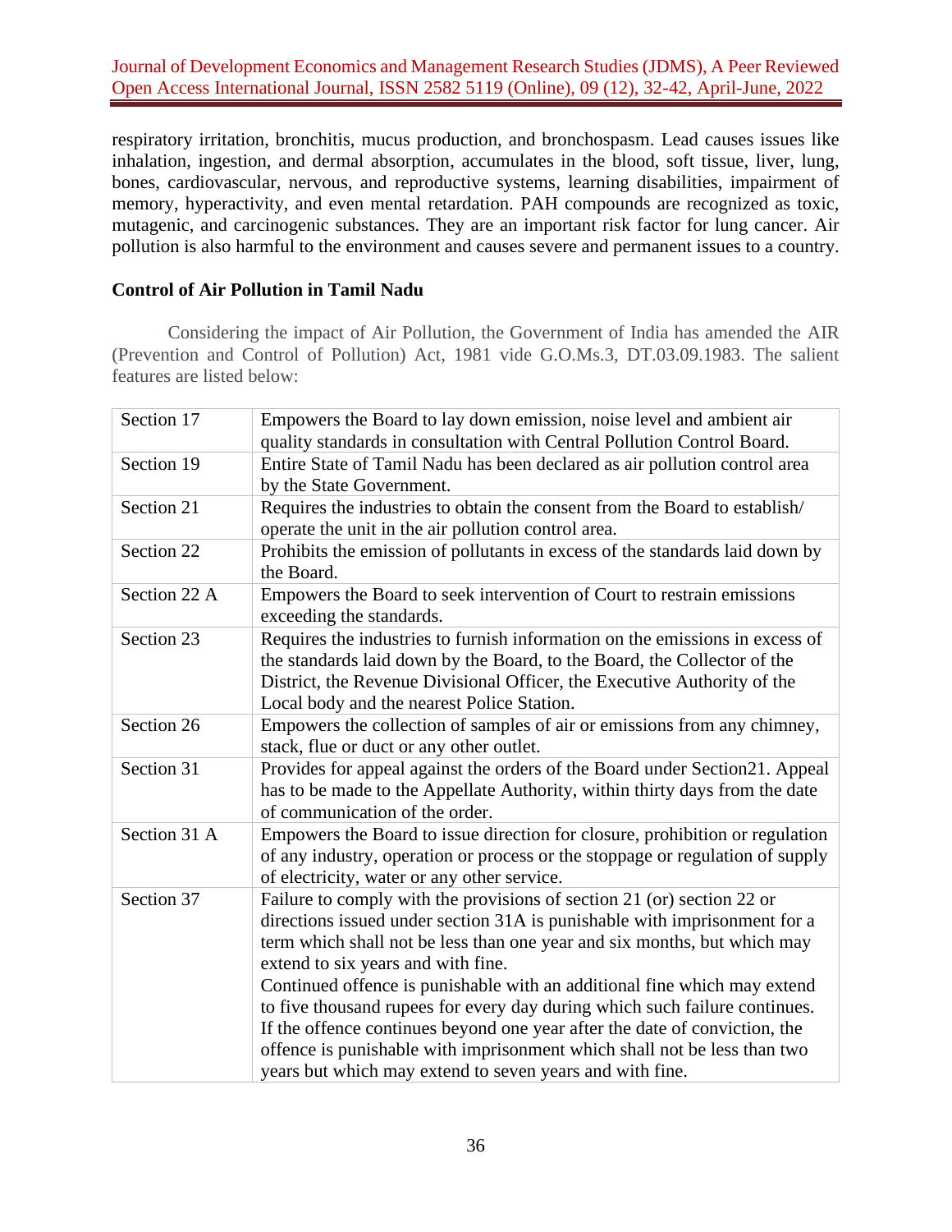respiratory irritation, bronchitis, mucus production, and bronchospasm. Lead causes issues like inhalation, ingestion, and dermal absorption, accumulates in the blood, soft tissue, liver, lung, bones, cardiovascular, nervous, and reproductive systems, learning disabilities, impairment of memory, hyperactivity, and even mental retardation. PAH compounds are recognized as toxic, mutagenic, and carcinogenic substances. They are an important risk factor for lung cancer. Air pollution is also harmful to the environment and causes severe and permanent issues to a country.

**Control of Air Pollution in Tamil Nadu**

Considering the impact of Air Pollution, the Government of India has amended the AIR (Prevention and Control of Pollution) Act, 1981 vide G.O.Ms.3, DT.03.09.1983. The salient features are listed below:

| | |
|---|---|
| Section 17 | Empowers the Board to lay down emission, noise level and ambient air quality standards in consultation with Central Pollution Control Board. |
| Section 19 | Entire State of Tamil Nadu has been declared as air pollution control area by the State Government. |
| Section 21 | Requires the industries to obtain the consent from the Board to establish/ operate the unit in the air pollution control area. |
| Section 22 | Prohibits the emission of pollutants in excess of the standards laid down by the Board. |
| Section 22 A | Empowers the Board to seek intervention of Court to restrain emissions exceeding the standards. |
| Section 23 | Requires the industries to furnish information on the emissions in excess of the standards laid down by the Board, to the Board, the Collector of the District, the Revenue Divisional Officer, the Executive Authority of the Local body and the nearest Police Station. |
| Section 26 | Empowers the collection of samples of air or emissions from any chimney, stack, flue or duct or any other outlet. |
| Section 31 | Provides for appeal against the orders of the Board under Section21. Appeal has to be made to the Appellate Authority, within thirty days from the date of communication of the order. |
| Section 31 A | Empowers the Board to issue direction for closure, prohibition or regulation of any industry, operation or process or the stoppage or regulation of supply of electricity, water or any other service. |
| Section 37 | Failure to comply with the provisions of section 21 (or) section 22 or directions issued under section 31A is punishable with imprisonment for a term which shall not be less than one year and six months, but which may extend to six years and with fine. Continued offence is punishable with an additional fine which may extend to five thousand rupees for every day during which such failure continues. If the offence continues beyond one year after the date of conviction, the offence is punishable with imprisonment which shall not be less than two years but which may extend to seven years and with fine. |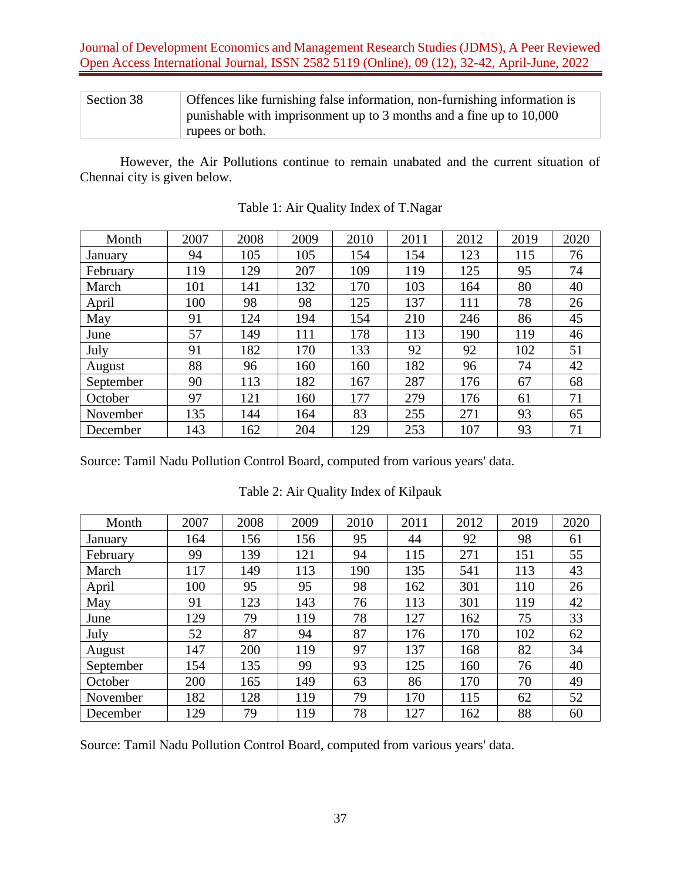| Section 38 | Offences like furnishing false information, non-furnishing information is punishable with imprisonment up to 3 months and a fine up to 10,000 rupees or both. |
|---|---|

However, the Air Pollutions continue to remain unabated and the current situation of Chennai city is given below.

Table 1: Air Quality Index of T.Nagar

| Month | 2007 | 2008 | 2009 | 2010 | 2011 | 2012 | 2019 | 2020 |
|---|---|---|---|---|---|---|---|---|
| January | 94 | 105 | 105 | 154 | 154 | 123 | 115 | 76 |
| February | 119 | 129 | 207 | 109 | 119 | 125 | 95 | 74 |
| March | 101 | 141 | 132 | 170 | 103 | 164 | 80 | 40 |
| April | 100 | 98 | 98 | 125 | 137 | 111 | 78 | 26 |
| May | 91 | 124 | 194 | 154 | 210 | 246 | 86 | 45 |
| June | 57 | 149 | 111 | 178 | 113 | 190 | 119 | 46 |
| July | 91 | 182 | 170 | 133 | 92 | 92 | 102 | 51 |
| August | 88 | 96 | 160 | 160 | 182 | 96 | 74 | 42 |
| September | 90 | 113 | 182 | 167 | 287 | 176 | 67 | 68 |
| October | 97 | 121 | 160 | 177 | 279 | 176 | 61 | 71 |
| November | 135 | 144 | 164 | 83 | 255 | 271 | 93 | 65 |
| December | 143 | 162 | 204 | 129 | 253 | 107 | 93 | 71 |

Source: Tamil Nadu Pollution Control Board, computed from various years' data.

Table 2: Air Quality Index of Kilpauk

| Month | 2007 | 2008 | 2009 | 2010 | 2011 | 2012 | 2019 | 2020 |
|---|---|---|---|---|---|---|---|---|
| January | 164 | 156 | 156 | 95 | 44 | 92 | 98 | 61 |
| February | 99 | 139 | 121 | 94 | 115 | 271 | 151 | 55 |
| March | 117 | 149 | 113 | 190 | 135 | 541 | 113 | 43 |
| April | 100 | 95 | 95 | 98 | 162 | 301 | 110 | 26 |
| May | 91 | 123 | 143 | 76 | 113 | 301 | 119 | 42 |
| June | 129 | 79 | 119 | 78 | 127 | 162 | 75 | 33 |
| July | 52 | 87 | 94 | 87 | 176 | 170 | 102 | 62 |
| August | 147 | 200 | 119 | 97 | 137 | 168 | 82 | 34 |
| September | 154 | 135 | 99 | 93 | 125 | 160 | 76 | 40 |
| October | 200 | 165 | 149 | 63 | 86 | 170 | 70 | 49 |
| November | 182 | 128 | 119 | 79 | 170 | 115 | 62 | 52 |
| December | 129 | 79 | 119 | 78 | 127 | 162 | 88 | 60 |

Source: Tamil Nadu Pollution Control Board, computed from various years' data.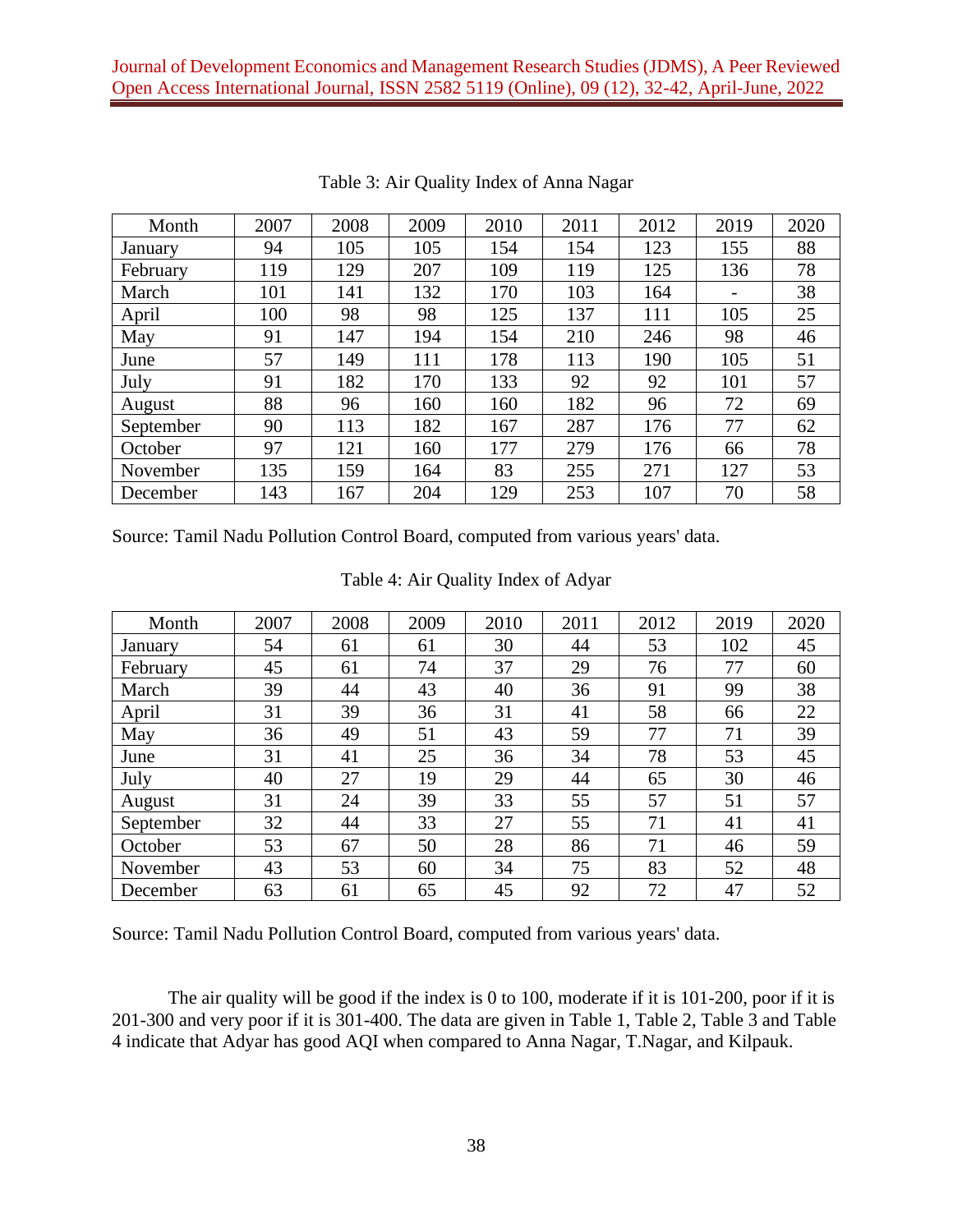Table 3: Air Quality Index of Anna Nagar

| Month | 2007 | 2008 | 2009 | 2010 | 2011 | 2012 | 2019 | 2020 |
|---|---|---|---|---|---|---|---|---|
| January | 94 | 105 | 105 | 154 | 154 | 123 | 155 | 88 |
| February | 119 | 129 | 207 | 109 | 119 | 125 | 136 | 78 |
| March | 101 | 141 | 132 | 170 | 103 | 164 | - | 38 |
| April | 100 | 98 | 98 | 125 | 137 | 111 | 105 | 25 |
| May | 91 | 147 | 194 | 154 | 210 | 246 | 98 | 46 |
| June | 57 | 149 | 111 | 178 | 113 | 190 | 105 | 51 |
| July | 91 | 182 | 170 | 133 | 92 | 92 | 101 | 57 |
| August | 88 | 96 | 160 | 160 | 182 | 96 | 72 | 69 |
| September | 90 | 113 | 182 | 167 | 287 | 176 | 77 | 62 |
| October | 97 | 121 | 160 | 177 | 279 | 176 | 66 | 78 |
| November | 135 | 159 | 164 | 83 | 255 | 271 | 127 | 53 |
| December | 143 | 167 | 204 | 129 | 253 | 107 | 70 | 58 |

Source: Tamil Nadu Pollution Control Board, computed from various years' data.

Table 4: Air Quality Index of Adyar

| Month | 2007 | 2008 | 2009 | 2010 | 2011 | 2012 | 2019 | 2020 |
|---|---|---|---|---|---|---|---|---|
| January | 54 | 61 | 61 | 30 | 44 | 53 | 102 | 45 |
| February | 45 | 61 | 74 | 37 | 29 | 76 | 77 | 60 |
| March | 39 | 44 | 43 | 40 | 36 | 91 | 99 | 38 |
| April | 31 | 39 | 36 | 31 | 41 | 58 | 66 | 22 |
| May | 36 | 49 | 51 | 43 | 59 | 77 | 71 | 39 |
| June | 31 | 41 | 25 | 36 | 34 | 78 | 53 | 45 |
| July | 40 | 27 | 19 | 29 | 44 | 65 | 30 | 46 |
| August | 31 | 24 | 39 | 33 | 55 | 57 | 51 | 57 |
| September | 32 | 44 | 33 | 27 | 55 | 71 | 41 | 41 |
| October | 53 | 67 | 50 | 28 | 86 | 71 | 46 | 59 |
| November | 43 | 53 | 60 | 34 | 75 | 83 | 52 | 48 |
| December | 63 | 61 | 65 | 45 | 92 | 72 | 47 | 52 |

Source: Tamil Nadu Pollution Control Board, computed from various years' data.

The air quality will be good if the index is 0 to 100, moderate if it is 101-200, poor if it is 201-300 and very poor if it is 301-400. The data are given in Table 1, Table 2, Table 3 and Table 4 indicate that Adyar has good AQI when compared to Anna Nagar, T.Nagar, and Kilpauk.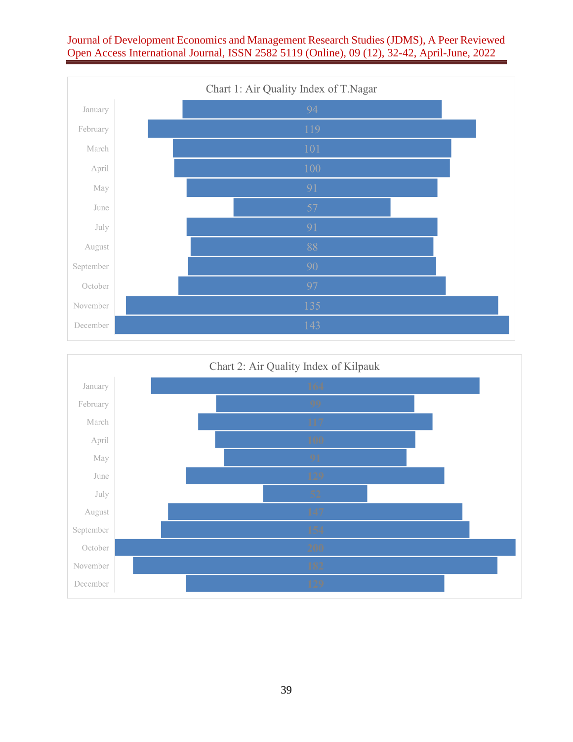Chart 1: Air Quality Index of T.Nagar

| Month | AQI |
|---|---|
| January | 94 |
| February | 119 |
| March | 101 |
| April | 100 |
| May | 91 |
| June | 57 |
| July | 91 |
| August | 88 |
| September | 90 |
| October | 97 |
| November | 135 |
| December | 143 |

Chart 2: Air Quality Index of Kilpauk

| Month | AQI |
|---|---|
| January | 164 |
| February | 99 |
| March | 117 |
| April | 100 |
| May | 91 |
| June | 129 |
| July | 52 |
| August | 147 |
| September | 154 |
| October | 200 |
| November | 182 |
| December | 129 |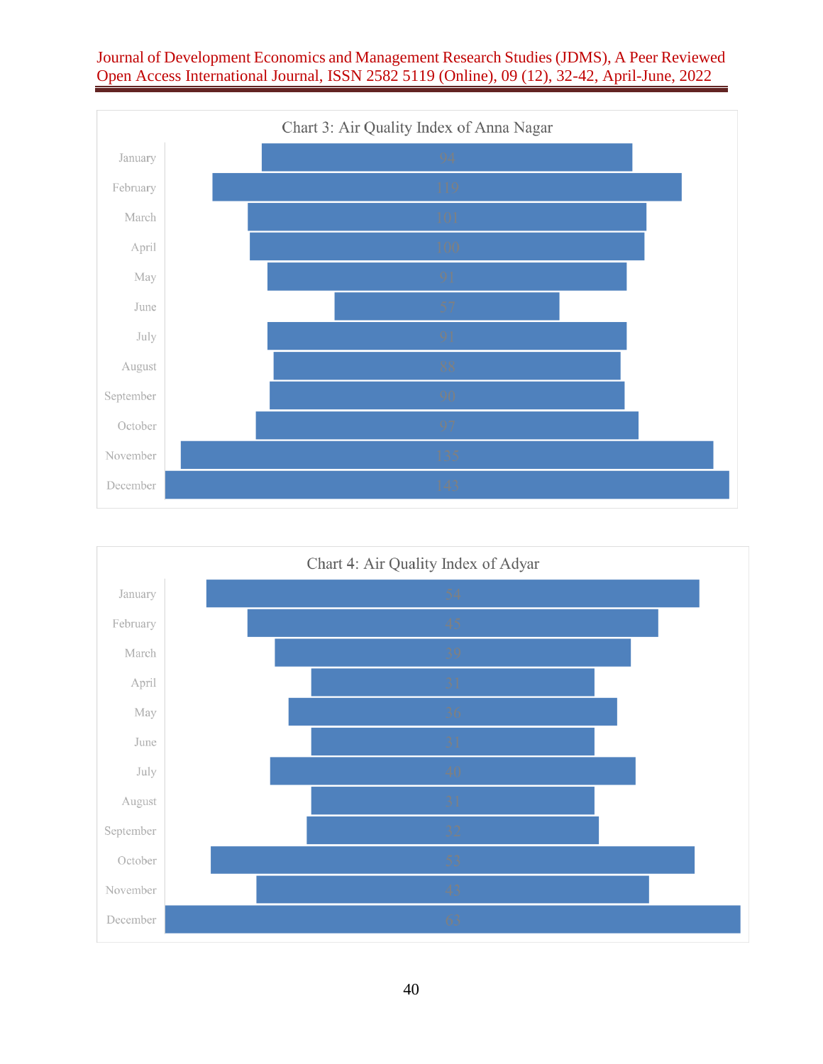**Chart 3: Air Quality Index of Anna Nagar**

| Month | AQI |
|---|---|
| January | 94 |
| February | 119 |
| March | 101 |
| April | 100 |
| May | 91 |
| June | 57 |
| July | 91 |
| August | 88 |
| September | 90 |
| October | 97 |
| November | 135 |
| December | 143 |

**Chart 4: Air Quality Index of Adyar**

| Month | AQI |
|---|---|
| January | 54 |
| February | 45 |
| March | 39 |
| April | 31 |
| May | 36 |
| June | 31 |
| July | 40 |
| August | 31 |
| September | 32 |
| October | 53 |
| November | 43 |
| December | 63 |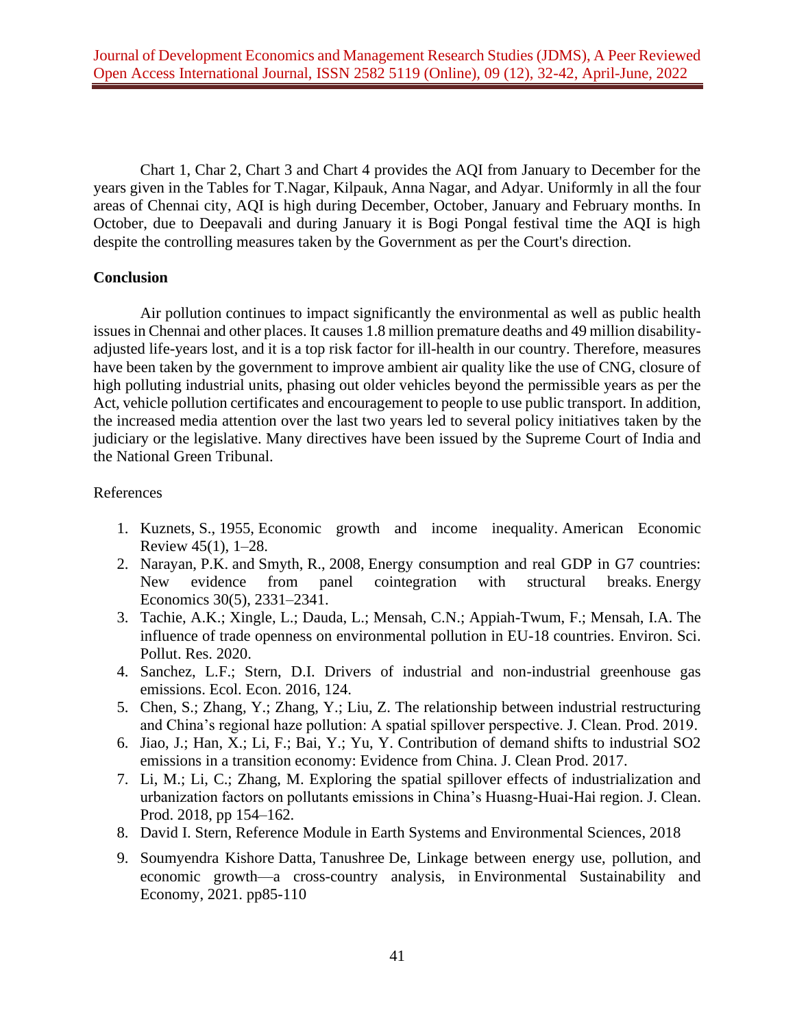Chart 1, Char 2, Chart 3 and Chart 4 provides the AQI from January to December for the years given in the Tables for T.Nagar, Kilpauk, Anna Nagar, and Adyar. Uniformly in all the four areas of Chennai city, AQI is high during December, October, January and February months. In October, due to Deepavali and during January it is Bogi Pongal festival time the AQI is high despite the controlling measures taken by the Government as per the Court's direction.

**Conclusion**

Air pollution continues to impact significantly the environmental as well as public health issues in Chennai and other places. It causes 1.8 million premature deaths and 49 million disability-adjusted life-years lost, and it is a top risk factor for ill-health in our country. Therefore, measures have been taken by the government to improve ambient air quality like the use of CNG, closure of high polluting industrial units, phasing out older vehicles beyond the permissible years as per the Act, vehicle pollution certificates and encouragement to people to use public transport. In addition, the increased media attention over the last two years led to several policy initiatives taken by the judiciary or the legislative. Many directives have been issued by the Supreme Court of India and the National Green Tribunal.

References

1. Kuznets, S., 1955, Economic growth and income inequality. American Economic Review 45(1), 1–28.
2. Narayan, P.K. and Smyth, R., 2008, Energy consumption and real GDP in G7 countries: New evidence from panel cointegration with structural breaks. Energy Economics 30(5), 2331–2341.
3. Tachie, A.K.; Xingle, L.; Dauda, L.; Mensah, C.N.; Appiah-Twum, F.; Mensah, I.A. The influence of trade openness on environmental pollution in EU-18 countries. Environ. Sci. Pollut. Res. 2020.
4. Sanchez, L.F.; Stern, D.I. Drivers of industrial and non-industrial greenhouse gas emissions. Ecol. Econ. 2016, 124.
5. Chen, S.; Zhang, Y.; Zhang, Y.; Liu, Z. The relationship between industrial restructuring and China's regional haze pollution: A spatial spillover perspective. J. Clean. Prod. 2019.
6. Jiao, J.; Han, X.; Li, F.; Bai, Y.; Yu, Y. Contribution of demand shifts to industrial SO2 emissions in a transition economy: Evidence from China. J. Clean Prod. 2017.
7. Li, M.; Li, C.; Zhang, M. Exploring the spatial spillover effects of industrialization and urbanization factors on pollutants emissions in China's Huasng-Huai-Hai region. J. Clean. Prod. 2018, pp 154–162.
8. David I. Stern, Reference Module in Earth Systems and Environmental Sciences, 2018
9. Soumyendra Kishore Datta, Tanushree De, Linkage between energy use, pollution, and economic growth—a cross-country analysis, in Environmental Sustainability and Economy, 2021. pp85-110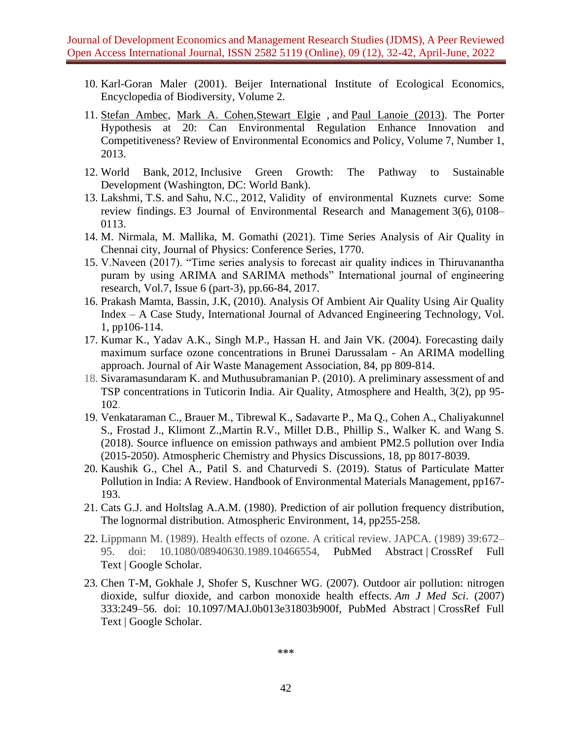10. Karl-Goran Maler (2001). Beijer International Institute of Ecological Economics, Encyclopedia of Biodiversity, Volume 2.
11. Stefan Ambec, Mark A. Cohen, Stewart Elgie , and Paul Lanoie (2013). The Porter Hypothesis at 20: Can Environmental Regulation Enhance Innovation and Competitiveness? Review of Environmental Economics and Policy, Volume 7, Number 1, 2013.
12. World Bank, 2012, Inclusive Green Growth: The Pathway to Sustainable Development (Washington, DC: World Bank).
13. Lakshmi, T.S. and Sahu, N.C., 2012, Validity of environmental Kuznets curve: Some review findings. E3 Journal of Environmental Research and Management 3(6), 0108–0113.
14. M. Nirmala, M. Mallika, M. Gomathi (2021). Time Series Analysis of Air Quality in Chennai city, Journal of Physics: Conference Series, 1770.
15. V.Naveen (2017). "Time series analysis to forecast air quality indices in Thiruvanantha puram by using ARIMA and SARIMA methods" International journal of engineering research, Vol.7, Issue 6 (part-3), pp.66-84, 2017.
16. Prakash Mamta, Bassin, J.K, (2010). Analysis Of Ambient Air Quality Using Air Quality Index – A Case Study, International Journal of Advanced Engineering Technology, Vol. 1, pp106-114.
17. Kumar K., Yadav A.K., Singh M.P., Hassan H. and Jain VK. (2004). Forecasting daily maximum surface ozone concentrations in Brunei Darussalam - An ARIMA modelling approach. Journal of Air Waste Management Association, 84, pp 809-814.
18. Sivaramasundaram K. and Muthusubramanian P. (2010). A preliminary assessment of and TSP concentrations in Tuticorin India. Air Quality, Atmosphere and Health, 3(2), pp 95-102.
19. Venkataraman C., Brauer M., Tibrewal K., Sadavarte P., Ma Q., Cohen A., Chaliyakunnel S., Frostad J., Klimont Z.,Martin R.V., Millet D.B., Phillip S., Walker K. and Wang S. (2018). Source influence on emission pathways and ambient PM2.5 pollution over India (2015-2050). Atmospheric Chemistry and Physics Discussions, 18, pp 8017-8039.
20. Kaushik G., Chel A., Patil S. and Chaturvedi S. (2019). Status of Particulate Matter Pollution in India: A Review. Handbook of Environmental Materials Management, pp167-193.
21. Cats G.J. and Holtslag A.A.M. (1980). Prediction of air pollution frequency distribution, The lognormal distribution. Atmospheric Environment, 14, pp255-258.
22. Lippmann M. (1989). Health effects of ozone. A critical review. JAPCA. (1989) 39:672–95. doi: 10.1080/08940630.1989.10466554, PubMed Abstract | CrossRef Full Text | Google Scholar.
23. Chen T-M, Gokhale J, Shofer S, Kuschner WG. (2007). Outdoor air pollution: nitrogen dioxide, sulfur dioxide, and carbon monoxide health effects. *Am J Med Sci*. (2007) 333:249–56. doi: 10.1097/MAJ.0b013e31803b900f, PubMed Abstract | CrossRef Full Text | Google Scholar.

***